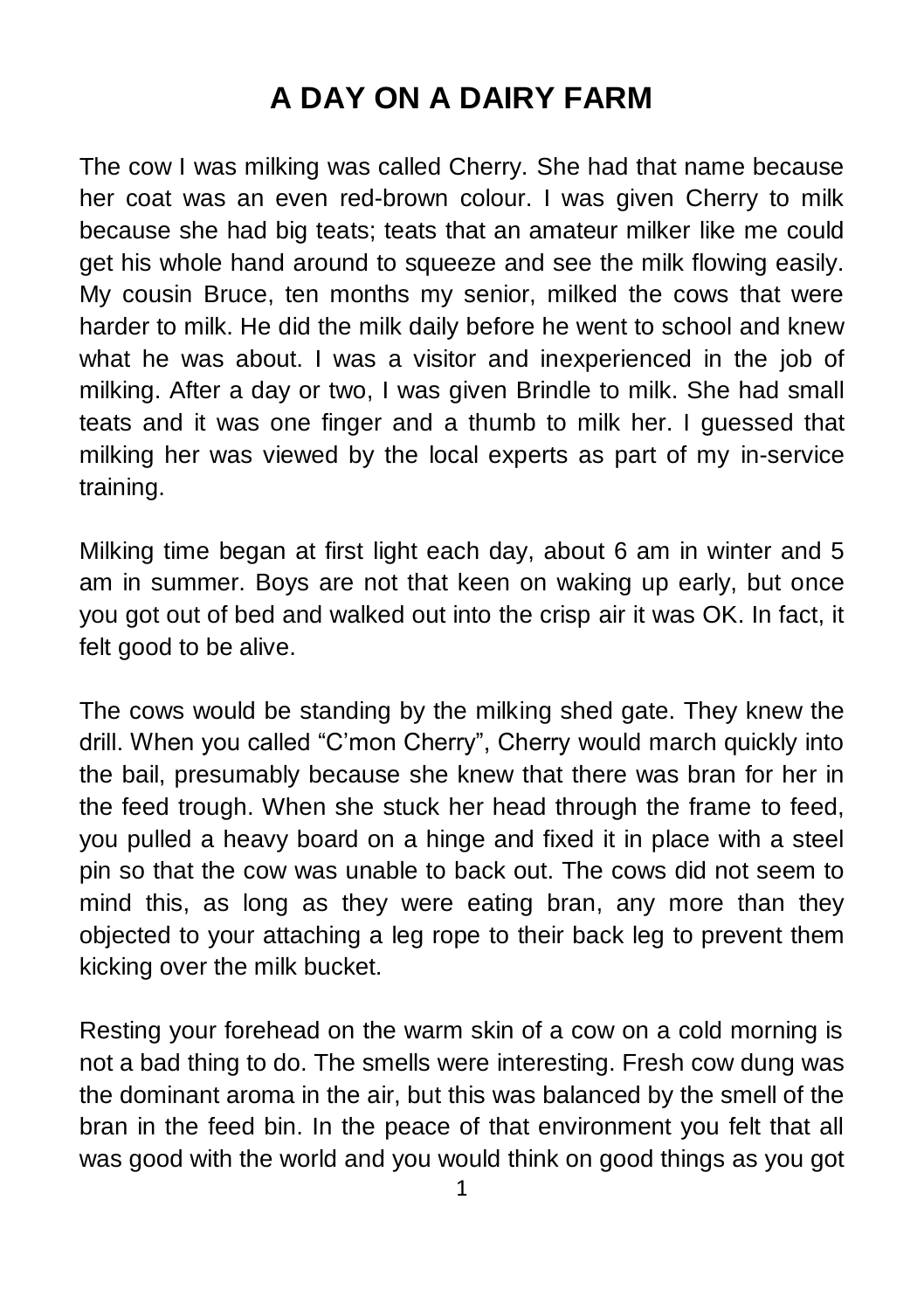# A DAY ON A DAIRY FARM

The cow I was milking was called Cherry. She had that name because her coat was an even red-brown colour. I was given Cherry to milk because she had big teats; teats that an amateur milker like me could get his whole hand around to squeeze and see the milk flowing easily. My cousin Bruce, ten months my senior, milked the cows that were harder to milk. He did the milk daily before he went to school and knew what he was about. I was a visitor and inexperienced in the job of milking. After a day or two, I was given Brindle to milk. She had small teats and it was one finger and a thumb to milk her. I guessed that milking her was viewed by the local experts as part of my in-service training.

Milking time began at first light each day, about 6 am in winter and 5 am in summer. Boys are not that keen on waking up early, but once you got out of bed and walked out into the crisp air it was OK. In fact, it felt good to be alive.

The cows would be standing by the milking shed gate. They knew the drill. When you called "C'mon Cherry", Cherry would march quickly into the bail, presumably because she knew that there was bran for her in the feed trough. When she stuck her head through the frame to feed, you pulled a heavy board on a hinge and fixed it in place with a steel pin so that the cow was unable to back out. The cows did not seem to mind this, as long as they were eating bran, any more than they objected to your attaching a leg rope to their back leg to prevent them kicking over the milk bucket.

Resting your forehead on the warm skin of a cow on a cold morning is not a bad thing to do. The smells were interesting. Fresh cow dung was the dominant aroma in the air, but this was balanced by the smell of the bran in the feed bin. In the peace of that environment you felt that all was good with the world and you would think on good things as you got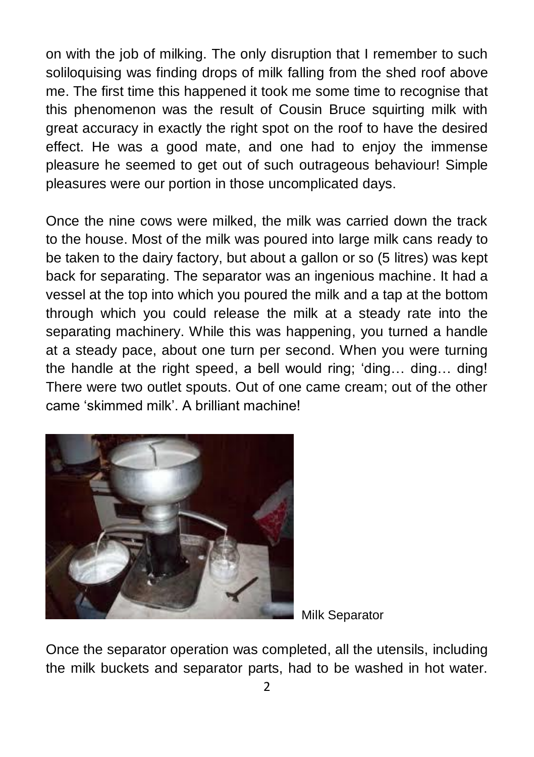on with the job of milking. The only disruption that I remember to such soliloquising was finding drops of milk falling from the shed roof above me. The first time this happened it took me some time to recognise that this phenomenon was the result of Cousin Bruce squirting milk with great accuracy in exactly the right spot on the roof to have the desired effect. He was a good mate, and one had to enjoy the immense pleasure he seemed to get out of such outrageous behaviour! Simple pleasures were our portion in those uncomplicated days.

Once the nine cows were milked, the milk was carried down the track to the house. Most of the milk was poured into large milk cans ready to be taken to the dairy factory, but about a gallon or so (5 litres) was kept back for separating. The separator was an ingenious machine. It had a vessel at the top into which you poured the milk and a tap at the bottom through which you could release the milk at a steady rate into the separating machinery. While this was happening, you turned a handle at a steady pace, about one turn per second. When you were turning the handle at the right speed, a bell would ring; 'ding… ding… ding! There were two outlet spouts. Out of one came cream; out of the other came 'skimmed milk'. A brilliant machine!

Milk Separator

Once the separator operation was completed, all the utensils, including the milk buckets and separator parts, had to be washed in hot water.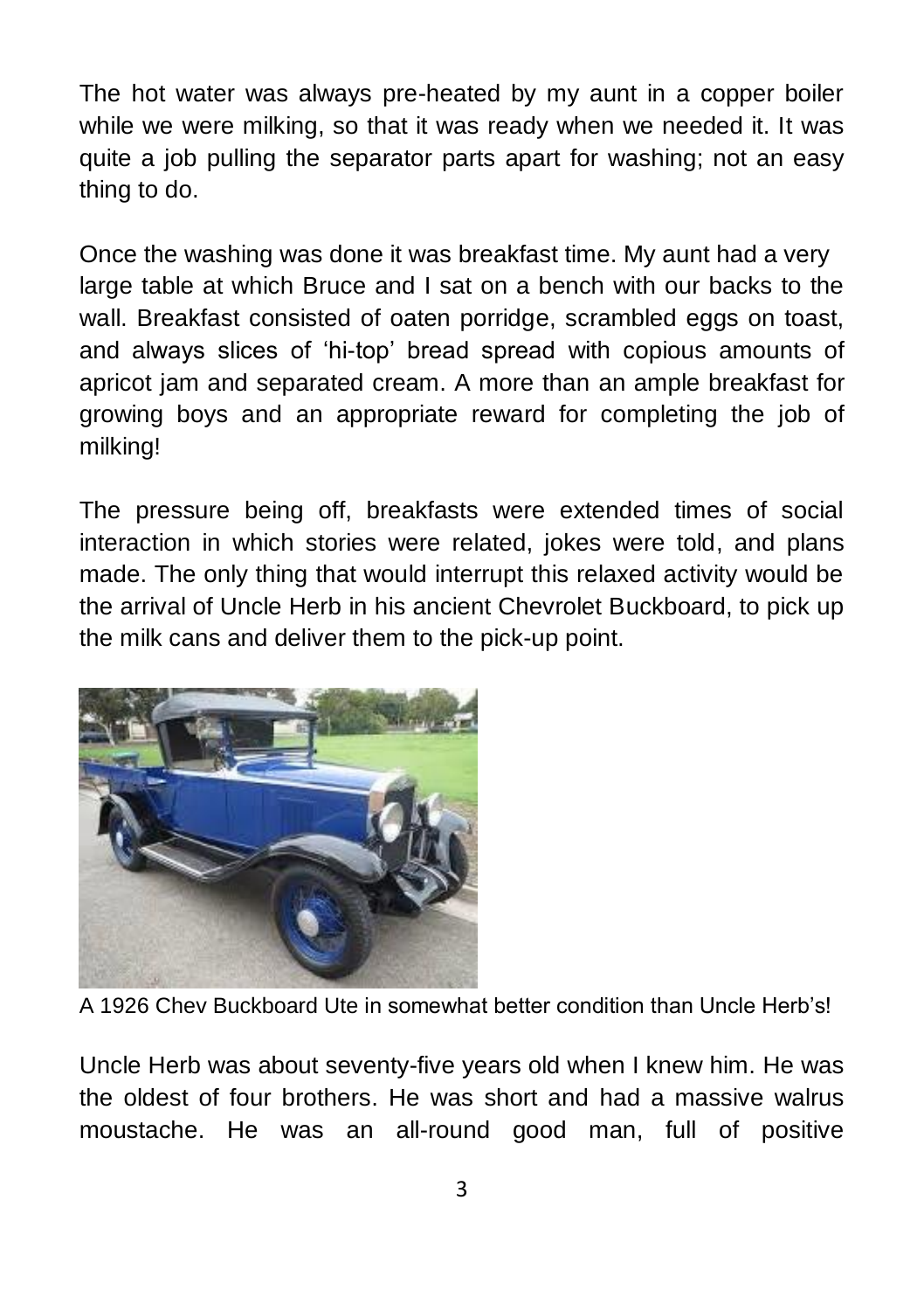The hot water was always pre-heated by my aunt in a copper boiler while we were milking, so that it was ready when we needed it. It was quite a job pulling the separator parts apart for washing; not an easy thing to do.

Once the washing was done it was breakfast time. My aunt had a very large table at which Bruce and I sat on a bench with our backs to the wall. Breakfast consisted of oaten porridge, scrambled eggs on toast, and always slices of 'hi-top' bread spread with copious amounts of apricot jam and separated cream. A more than an ample breakfast for growing boys and an appropriate reward for completing the job of milking!

The pressure being off, breakfasts were extended times of social interaction in which stories were related, jokes were told, and plans made. The only thing that would interrupt this relaxed activity would be the arrival of Uncle Herb in his ancient Chevrolet Buckboard, to pick up the milk cans and deliver them to the pick-up point.

A 1926 Chev Buckboard Ute in somewhat better condition than Uncle Herb's!

Uncle Herb was about seventy-five years old when I knew him. He was the oldest of four brothers. He was short and had a massive walrus moustache. He was an all-round good man, full of positive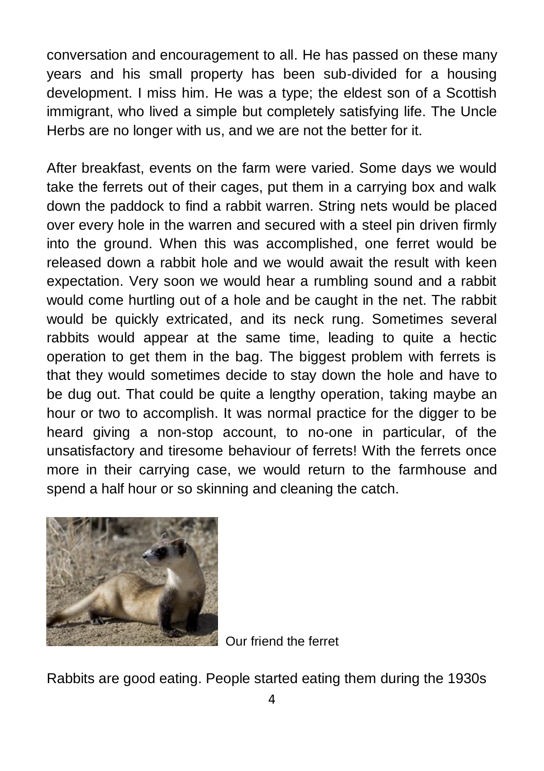conversation and encouragement to all. He has passed on these many years and his small property has been sub-divided for a housing development. I miss him. He was a type; the eldest son of a Scottish immigrant, who lived a simple but completely satisfying life. The Uncle Herbs are no longer with us, and we are not the better for it.

After breakfast, events on the farm were varied. Some days we would take the ferrets out of their cages, put them in a carrying box and walk down the paddock to find a rabbit warren. String nets would be placed over every hole in the warren and secured with a steel pin driven firmly into the ground. When this was accomplished, one ferret would be released down a rabbit hole and we would await the result with keen expectation. Very soon we would hear a rumbling sound and a rabbit would come hurtling out of a hole and be caught in the net. The rabbit would be quickly extricated, and its neck rung. Sometimes several rabbits would appear at the same time, leading to quite a hectic operation to get them in the bag. The biggest problem with ferrets is that they would sometimes decide to stay down the hole and have to be dug out. That could be quite a lengthy operation, taking maybe an hour or two to accomplish. It was normal practice for the digger to be heard giving a non-stop account, to no-one in particular, of the unsatisfactory and tiresome behaviour of ferrets! With the ferrets once more in their carrying case, we would return to the farmhouse and spend a half hour or so skinning and cleaning the catch.

Our friend the ferret

Rabbits are good eating. People started eating them during the 1930s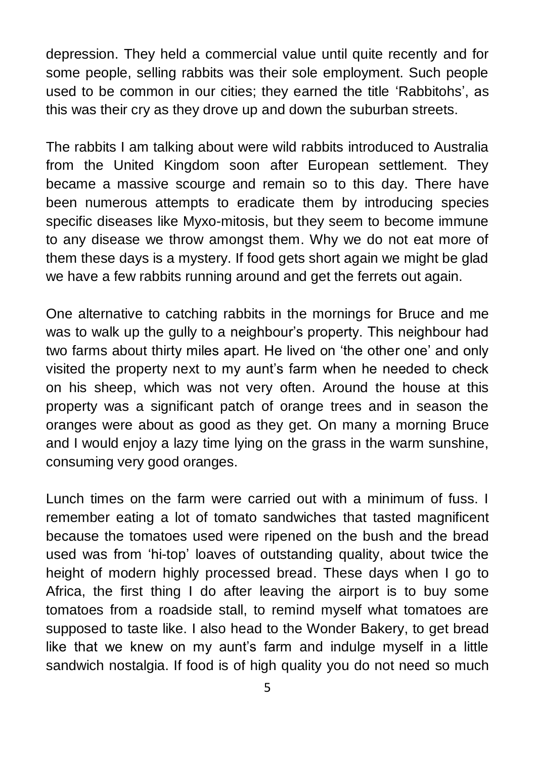depression. They held a commercial value until quite recently and for some people, selling rabbits was their sole employment. Such people used to be common in our cities; they earned the title 'Rabbitohs', as this was their cry as they drove up and down the suburban streets.

The rabbits I am talking about were wild rabbits introduced to Australia from the United Kingdom soon after European settlement. They became a massive scourge and remain so to this day. There have been numerous attempts to eradicate them by introducing species specific diseases like Myxo-mitosis, but they seem to become immune to any disease we throw amongst them. Why we do not eat more of them these days is a mystery. If food gets short again we might be glad we have a few rabbits running around and get the ferrets out again.

One alternative to catching rabbits in the mornings for Bruce and me was to walk up the gully to a neighbour's property. This neighbour had two farms about thirty miles apart. He lived on 'the other one' and only visited the property next to my aunt's farm when he needed to check on his sheep, which was not very often. Around the house at this property was a significant patch of orange trees and in season the oranges were about as good as they get. On many a morning Bruce and I would enjoy a lazy time lying on the grass in the warm sunshine, consuming very good oranges.

Lunch times on the farm were carried out with a minimum of fuss. I remember eating a lot of tomato sandwiches that tasted magnificent because the tomatoes used were ripened on the bush and the bread used was from 'hi-top' loaves of outstanding quality, about twice the height of modern highly processed bread. These days when I go to Africa, the first thing I do after leaving the airport is to buy some tomatoes from a roadside stall, to remind myself what tomatoes are supposed to taste like. I also head to the Wonder Bakery, to get bread like that we knew on my aunt's farm and indulge myself in a little sandwich nostalgia. If food is of high quality you do not need so much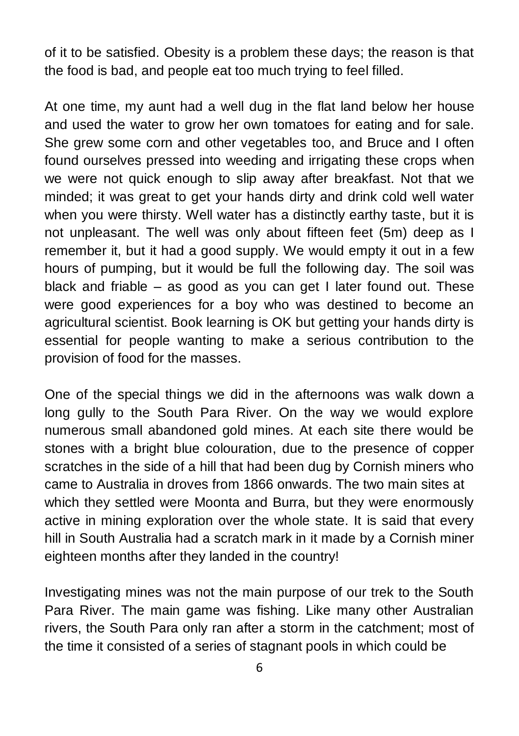of it to be satisfied. Obesity is a problem these days; the reason is that the food is bad, and people eat too much trying to feel filled.

At one time, my aunt had a well dug in the flat land below her house and used the water to grow her own tomatoes for eating and for sale. She grew some corn and other vegetables too, and Bruce and I often found ourselves pressed into weeding and irrigating these crops when we were not quick enough to slip away after breakfast. Not that we minded; it was great to get your hands dirty and drink cold well water when you were thirsty. Well water has a distinctly earthy taste, but it is not unpleasant. The well was only about fifteen feet (5m) deep as I remember it, but it had a good supply. We would empty it out in a few hours of pumping, but it would be full the following day. The soil was black and friable – as good as you can get I later found out. These were good experiences for a boy who was destined to become an agricultural scientist. Book learning is OK but getting your hands dirty is essential for people wanting to make a serious contribution to the provision of food for the masses.

One of the special things we did in the afternoons was walk down a long gully to the South Para River. On the way we would explore numerous small abandoned gold mines. At each site there would be stones with a bright blue colouration, due to the presence of copper scratches in the side of a hill that had been dug by Cornish miners who came to Australia in droves from 1866 onwards. The two main sites at which they settled were Moonta and Burra, but they were enormously active in mining exploration over the whole state. It is said that every hill in South Australia had a scratch mark in it made by a Cornish miner eighteen months after they landed in the country!

Investigating mines was not the main purpose of our trek to the South Para River. The main game was fishing. Like many other Australian rivers, the South Para only ran after a storm in the catchment; most of the time it consisted of a series of stagnant pools in which could be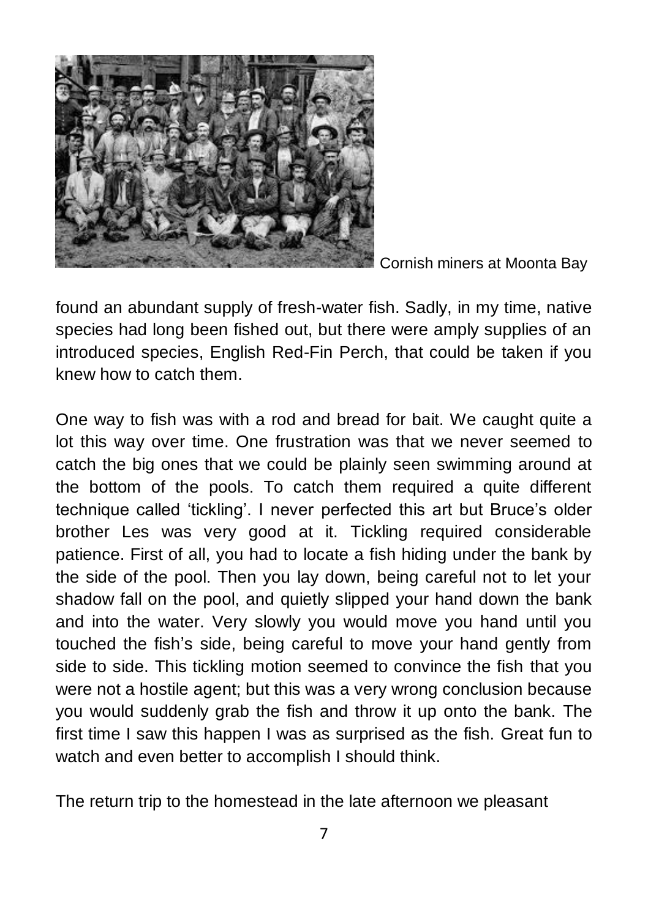Cornish miners at Moonta Bay

found an abundant supply of fresh-water fish. Sadly, in my time, native species had long been fished out, but there were amply supplies of an introduced species, English Red-Fin Perch, that could be taken if you knew how to catch them.

One way to fish was with a rod and bread for bait. We caught quite a lot this way over time. One frustration was that we never seemed to catch the big ones that we could be plainly seen swimming around at the bottom of the pools. To catch them required a quite different technique called 'tickling'. I never perfected this art but Bruce's older brother Les was very good at it. Tickling required considerable patience. First of all, you had to locate a fish hiding under the bank by the side of the pool. Then you lay down, being careful not to let your shadow fall on the pool, and quietly slipped your hand down the bank and into the water. Very slowly you would move you hand until you touched the fish's side, being careful to move your hand gently from side to side. This tickling motion seemed to convince the fish that you were not a hostile agent; but this was a very wrong conclusion because you would suddenly grab the fish and throw it up onto the bank. The first time I saw this happen I was as surprised as the fish. Great fun to watch and even better to accomplish I should think.

The return trip to the homestead in the late afternoon we pleasant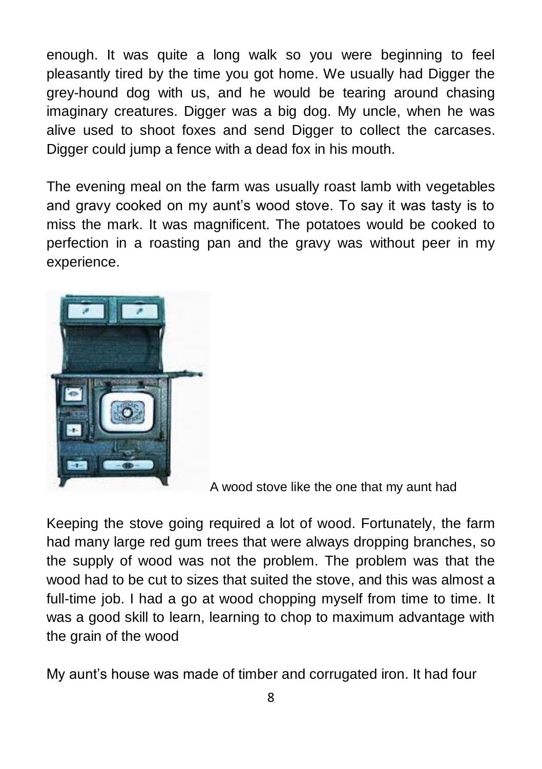enough. It was quite a long walk so you were beginning to feel pleasantly tired by the time you got home. We usually had Digger the grey-hound dog with us, and he would be tearing around chasing imaginary creatures. Digger was a big dog. My uncle, when he was alive used to shoot foxes and send Digger to collect the carcases. Digger could jump a fence with a dead fox in his mouth.

The evening meal on the farm was usually roast lamb with vegetables and gravy cooked on my aunt's wood stove. To say it was tasty is to miss the mark. It was magnificent. The potatoes would be cooked to perfection in a roasting pan and the gravy was without peer in my experience.

A wood stove like the one that my aunt had

Keeping the stove going required a lot of wood. Fortunately, the farm had many large red gum trees that were always dropping branches, so the supply of wood was not the problem. The problem was that the wood had to be cut to sizes that suited the stove, and this was almost a full-time job. I had a go at wood chopping myself from time to time. It was a good skill to learn, learning to chop to maximum advantage with the grain of the wood

My aunt's house was made of timber and corrugated iron. It had four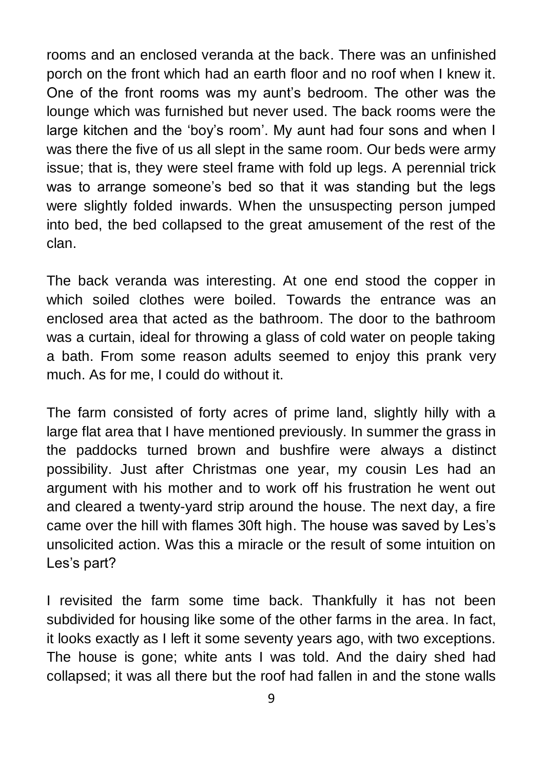rooms and an enclosed veranda at the back. There was an unfinished porch on the front which had an earth floor and no roof when I knew it. One of the front rooms was my aunt's bedroom. The other was the lounge which was furnished but never used. The back rooms were the large kitchen and the 'boy's room'. My aunt had four sons and when I was there the five of us all slept in the same room. Our beds were army issue; that is, they were steel frame with fold up legs. A perennial trick was to arrange someone's bed so that it was standing but the legs were slightly folded inwards. When the unsuspecting person jumped into bed, the bed collapsed to the great amusement of the rest of the clan.

The back veranda was interesting. At one end stood the copper in which soiled clothes were boiled. Towards the entrance was an enclosed area that acted as the bathroom. The door to the bathroom was a curtain, ideal for throwing a glass of cold water on people taking a bath. From some reason adults seemed to enjoy this prank very much. As for me, I could do without it.

The farm consisted of forty acres of prime land, slightly hilly with a large flat area that I have mentioned previously. In summer the grass in the paddocks turned brown and bushfire were always a distinct possibility. Just after Christmas one year, my cousin Les had an argument with his mother and to work off his frustration he went out and cleared a twenty-yard strip around the house. The next day, a fire came over the hill with flames 30ft high. The house was saved by Les's unsolicited action. Was this a miracle or the result of some intuition on Les's part?

I revisited the farm some time back. Thankfully it has not been subdivided for housing like some of the other farms in the area. In fact, it looks exactly as I left it some seventy years ago, with two exceptions. The house is gone; white ants I was told. And the dairy shed had collapsed; it was all there but the roof had fallen in and the stone walls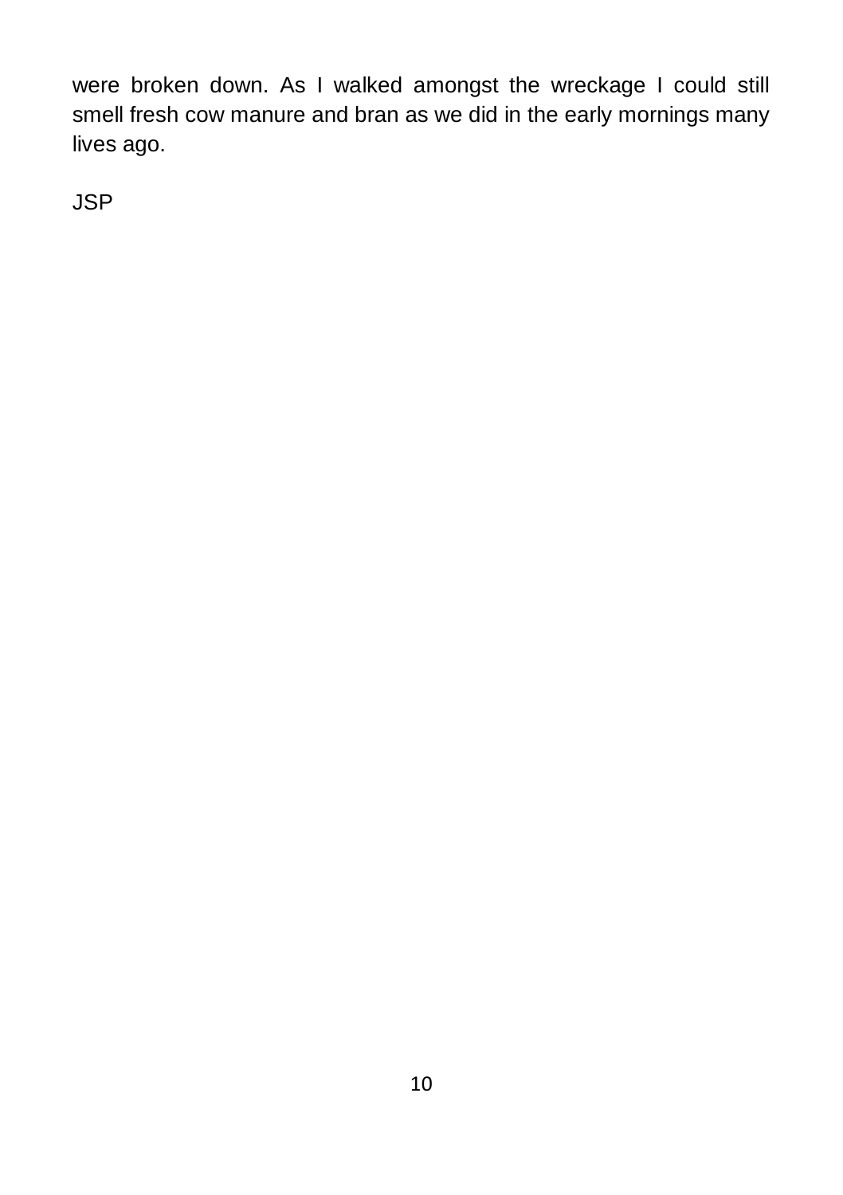were broken down. As I walked amongst the wreckage I could still smell fresh cow manure and bran as we did in the early mornings many lives ago.

JSP